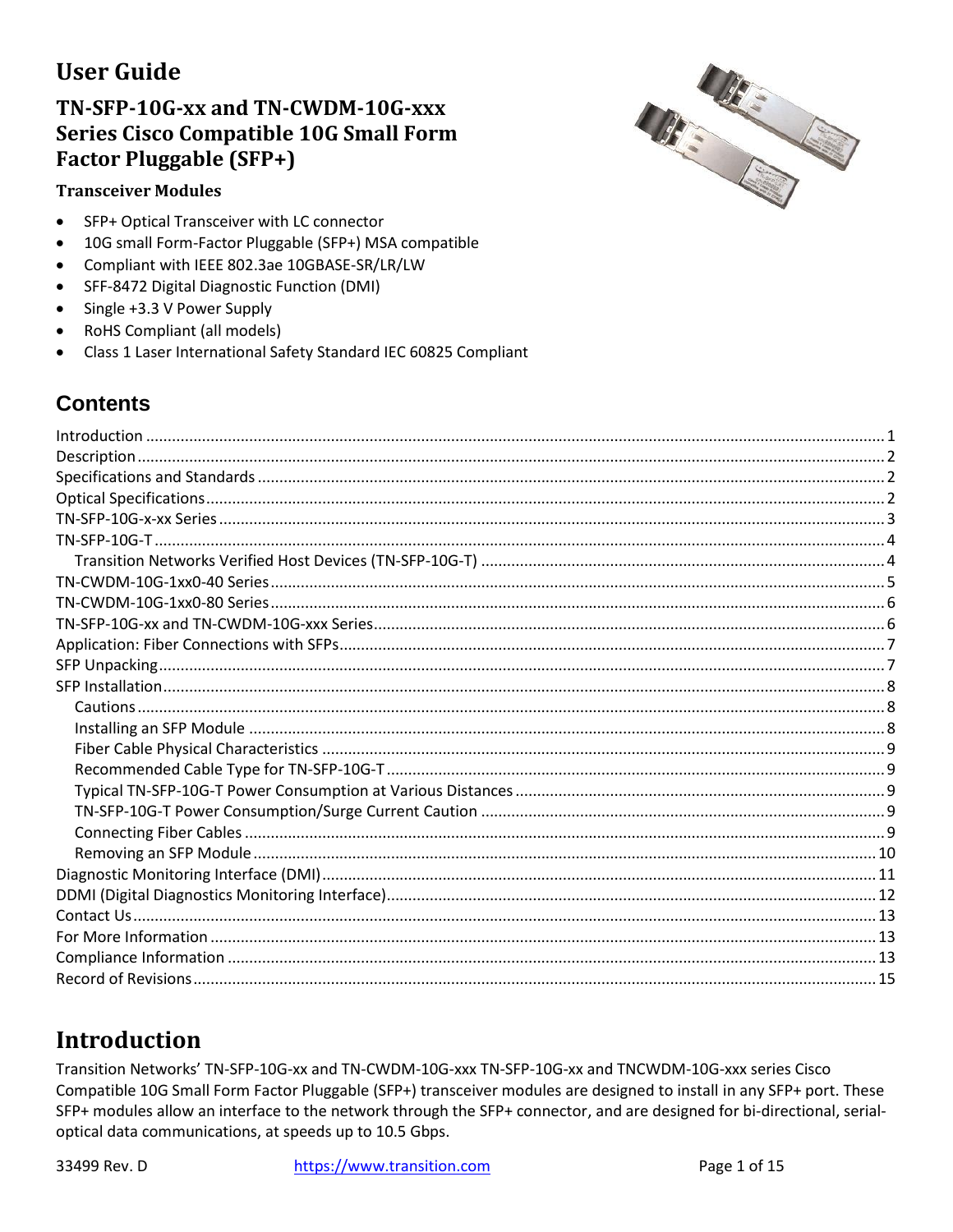# User Guide

## TN-SFP-10G-xx and TN-CWDM-10G-xxx Series Cisco Compatible 10G Small Form Factor Pluggable (SFP+)

### Transceiver Modules

- SFP+ Optical Transceiver with LC connector
- 10G small Form-Factor Pluggable (SFP+) MSA compatible
- Compliant with IEEE 802.3ae 10GBASE-SR/LR/LW
- SFF-8472 Digital Diagnostic Function (DMI)
- Single +3.3 V Power Supply
- RoHS Compliant (all models)
- Class 1 Laser International Safety Standard IEC 60825 Compliant

## Contents

Introduction ........ 1
Description ........ 2
Specifications and Standards ........ 2
Optical Specifications ........ 2
TN-SFP-10G-x-xx Series ........ 3
TN-SFP-10G-T ........ 4
  Transition Networks Verified Host Devices (TN-SFP-10G-T) ........ 4
TN-CWDM-10G-1xx0-40 Series ........ 5
TN-CWDM-10G-1xx0-80 Series ........ 6
TN-SFP-10G-xx and TN-CWDM-10G-xxx Series ........ 6
Application: Fiber Connections with SFPs ........ 7
SFP Unpacking ........ 7
SFP Installation ........ 8
  Cautions ........ 8
  Installing an SFP Module ........ 8
  Fiber Cable Physical Characteristics ........ 9
  Recommended Cable Type for TN-SFP-10G-T ........ 9
  Typical TN-SFP-10G-T Power Consumption at Various Distances ........ 9
  TN-SFP-10G-T Power Consumption/Surge Current Caution ........ 9
  Connecting Fiber Cables ........ 9
  Removing an SFP Module ........ 10
Diagnostic Monitoring Interface (DMI) ........ 11
DDMI (Digital Diagnostics Monitoring Interface) ........ 12
Contact Us ........ 13
For More Information ........ 13
Compliance Information ........ 13
Record of Revisions ........ 15

# Introduction

Transition Networks' TN-SFP-10G-xx and TN-CWDM-10G-xxx TN-SFP-10G-xx and TNCWDM-10G-xxx series Cisco Compatible 10G Small Form Factor Pluggable (SFP+) transceiver modules are designed to install in any SFP+ port. These SFP+ modules allow an interface to the network through the SFP+ connector, and are designed for bi-directional, serial-optical data communications, at speeds up to 10.5 Gbps.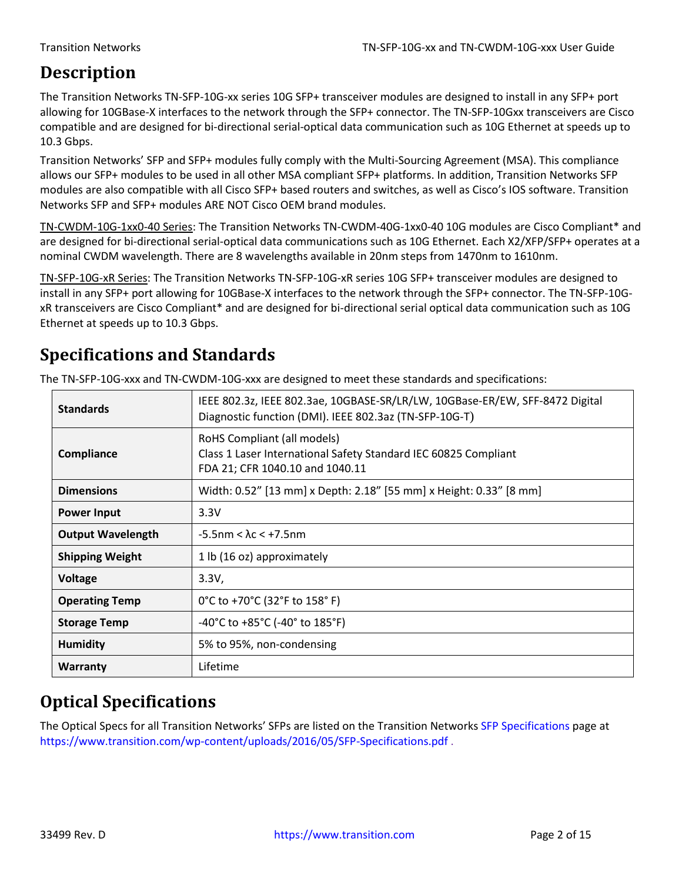# Description

The Transition Networks TN-SFP-10G-xx series 10G SFP+ transceiver modules are designed to install in any SFP+ port allowing for 10GBase-X interfaces to the network through the SFP+ connector. The TN-SFP-10Gxx transceivers are Cisco compatible and are designed for bi-directional serial-optical data communication such as 10G Ethernet at speeds up to 10.3 Gbps.

Transition Networks' SFP and SFP+ modules fully comply with the Multi-Sourcing Agreement (MSA). This compliance allows our SFP+ modules to be used in all other MSA compliant SFP+ platforms. In addition, Transition Networks SFP modules are also compatible with all Cisco SFP+ based routers and switches, as well as Cisco's IOS software. Transition Networks SFP and SFP+ modules ARE NOT Cisco OEM brand modules.

TN-CWDM-10G-1xx0-40 Series: The Transition Networks TN-CWDM-40G-1xx0-40 10G modules are Cisco Compliant* and are designed for bi-directional serial-optical data communications such as 10G Ethernet. Each X2/XFP/SFP+ operates at a nominal CWDM wavelength. There are 8 wavelengths available in 20nm steps from 1470nm to 1610nm.

TN-SFP-10G-xR Series: The Transition Networks TN-SFP-10G-xR series 10G SFP+ transceiver modules are designed to install in any SFP+ port allowing for 10GBase-X interfaces to the network through the SFP+ connector. The TN-SFP-10G-xR transceivers are Cisco Compliant* and are designed for bi-directional serial optical data communication such as 10G Ethernet at speeds up to 10.3 Gbps.

# Specifications and Standards

The TN-SFP-10G-xxx and TN-CWDM-10G-xxx are designed to meet these standards and specifications:

| | |
|---|---|
| **Standards** | IEEE 802.3z, IEEE 802.3ae, 10GBASE-SR/LR/LW, 10GBase-ER/EW, SFF-8472 Digital Diagnostic function (DMI). IEEE 802.3az (TN-SFP-10G-T) |
| **Compliance** | RoHS Compliant (all models)<br>Class 1 Laser International Safety Standard IEC 60825 Compliant<br>FDA 21; CFR 1040.10 and 1040.11 |
| **Dimensions** | Width: 0.52" [13 mm] x Depth: 2.18" [55 mm] x Height: 0.33" [8 mm] |
| **Power Input** | 3.3V |
| **Output Wavelength** | -5.5nm < $\lambda c$ < +7.5nm |
| **Shipping Weight** | 1 lb (16 oz) approximately |
| **Voltage** | 3.3V, |
| **Operating Temp** | 0°C to +70°C (32°F to 158° F) |
| **Storage Temp** | -40°C to +85°C (-40° to 185°F) |
| **Humidity** | 5% to 95%, non-condensing |
| **Warranty** | Lifetime |

# Optical Specifications

The Optical Specs for all Transition Networks' SFPs are listed on the Transition Networks SFP Specifications page at https://www.transition.com/wp-content/uploads/2016/05/SFP-Specifications.pdf .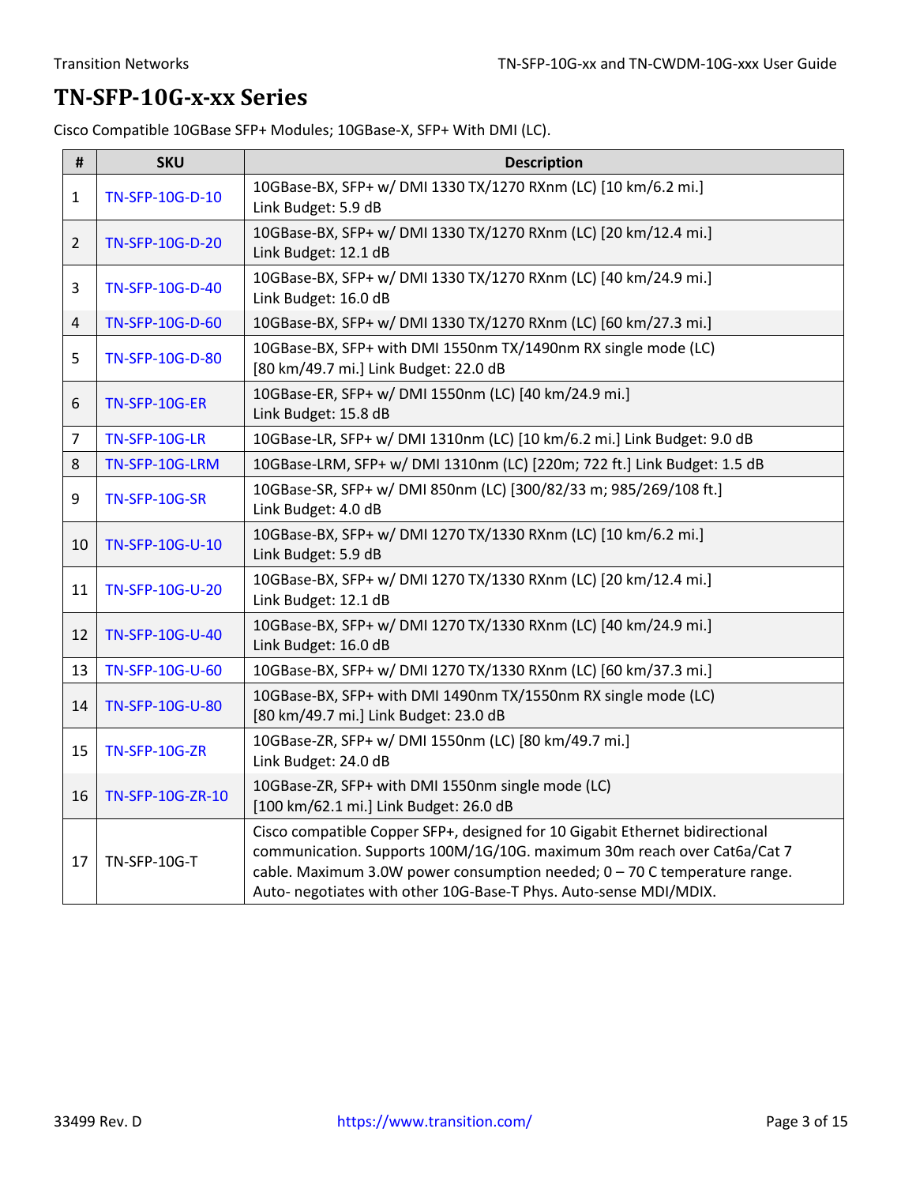# TN-SFP-10G-x-xx Series

Cisco Compatible 10GBase SFP+ Modules; 10GBase-X, SFP+ With DMI (LC).

| # | SKU | Description |
|---|---|---|
| 1 | TN-SFP-10G-D-10 | 10GBase-BX, SFP+ w/ DMI 1330 TX/1270 RXnm (LC) [10 km/6.2 mi.] Link Budget: 5.9 dB |
| 2 | TN-SFP-10G-D-20 | 10GBase-BX, SFP+ w/ DMI 1330 TX/1270 RXnm (LC) [20 km/12.4 mi.] Link Budget: 12.1 dB |
| 3 | TN-SFP-10G-D-40 | 10GBase-BX, SFP+ w/ DMI 1330 TX/1270 RXnm (LC) [40 km/24.9 mi.] Link Budget: 16.0 dB |
| 4 | TN-SFP-10G-D-60 | 10GBase-BX, SFP+ w/ DMI 1330 TX/1270 RXnm (LC) [60 km/27.3 mi.] |
| 5 | TN-SFP-10G-D-80 | 10GBase-BX, SFP+ with DMI 1550nm TX/1490nm RX single mode (LC) [80 km/49.7 mi.] Link Budget: 22.0 dB |
| 6 | TN-SFP-10G-ER | 10GBase-ER, SFP+ w/ DMI 1550nm (LC) [40 km/24.9 mi.] Link Budget: 15.8 dB |
| 7 | TN-SFP-10G-LR | 10GBase-LR, SFP+ w/ DMI 1310nm (LC) [10 km/6.2 mi.] Link Budget: 9.0 dB |
| 8 | TN-SFP-10G-LRM | 10GBase-LRM, SFP+ w/ DMI 1310nm (LC) [220m; 722 ft.] Link Budget: 1.5 dB |
| 9 | TN-SFP-10G-SR | 10GBase-SR, SFP+ w/ DMI 850nm (LC) [300/82/33 m; 985/269/108 ft.] Link Budget: 4.0 dB |
| 10 | TN-SFP-10G-U-10 | 10GBase-BX, SFP+ w/ DMI 1270 TX/1330 RXnm (LC) [10 km/6.2 mi.] Link Budget: 5.9 dB |
| 11 | TN-SFP-10G-U-20 | 10GBase-BX, SFP+ w/ DMI 1270 TX/1330 RXnm (LC) [20 km/12.4 mi.] Link Budget: 12.1 dB |
| 12 | TN-SFP-10G-U-40 | 10GBase-BX, SFP+ w/ DMI 1270 TX/1330 RXnm (LC) [40 km/24.9 mi.] Link Budget: 16.0 dB |
| 13 | TN-SFP-10G-U-60 | 10GBase-BX, SFP+ w/ DMI 1270 TX/1330 RXnm (LC) [60 km/37.3 mi.] |
| 14 | TN-SFP-10G-U-80 | 10GBase-BX, SFP+ with DMI 1490nm TX/1550nm RX single mode (LC) [80 km/49.7 mi.] Link Budget: 23.0 dB |
| 15 | TN-SFP-10G-ZR | 10GBase-ZR, SFP+ w/ DMI 1550nm (LC) [80 km/49.7 mi.] Link Budget: 24.0 dB |
| 16 | TN-SFP-10G-ZR-10 | 10GBase-ZR, SFP+ with DMI 1550nm single mode (LC) [100 km/62.1 mi.] Link Budget: 26.0 dB |
| 17 | TN-SFP-10G-T | Cisco compatible Copper SFP+, designed for 10 Gigabit Ethernet bidirectional communication. Supports 100M/1G/10G. maximum 30m reach over Cat6a/Cat 7 cable. Maximum 3.0W power consumption needed; 0 – 70 C temperature range. Auto- negotiates with other 10G-Base-T Phys. Auto-sense MDI/MDIX. |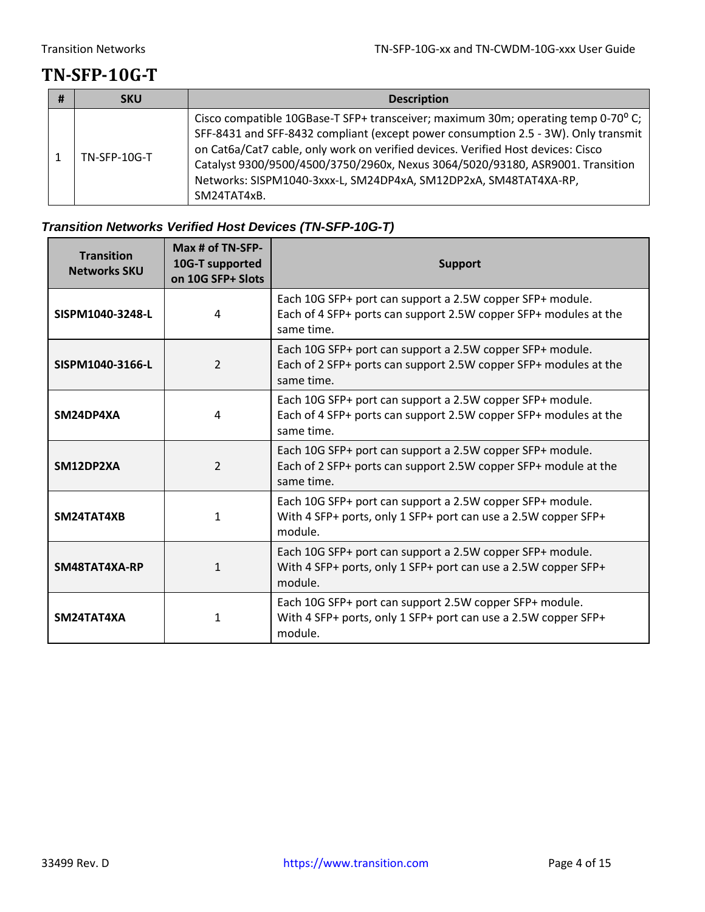# TN-SFP-10G-T

| # | SKU | Description |
| --- | --- | --- |
| 1 | TN-SFP-10G-T | Cisco compatible 10GBase-T SFP+ transceiver; maximum 30m; operating temp 0-70º C; SFF-8431 and SFF-8432 compliant (except power consumption 2.5 - 3W). Only transmit on Cat6a/Cat7 cable, only work on verified devices. Verified Host devices: Cisco Catalyst 9300/9500/4500/3750/2960x, Nexus 3064/5020/93180, ASR9001. Transition Networks: SISPM1040-3xxx-L, SM24DP4xA, SM12DP2xA, SM48TAT4XA-RP, SM24TAT4xB. |

***Transition Networks Verified Host Devices (TN-SFP-10G-T)***

| Transition Networks SKU | Max # of TN-SFP-10G-T supported on 10G SFP+ Slots | Support |
| --- | --- | --- |
| **SISPM1040-3248-L** | 4 | Each 10G SFP+ port can support a 2.5W copper SFP+ module. Each of 4 SFP+ ports can support 2.5W copper SFP+ modules at the same time. |
| **SISPM1040-3166-L** | 2 | Each 10G SFP+ port can support a 2.5W copper SFP+ module. Each of 2 SFP+ ports can support 2.5W copper SFP+ modules at the same time. |
| **SM24DP4XA** | 4 | Each 10G SFP+ port can support a 2.5W copper SFP+ module. Each of 4 SFP+ ports can support 2.5W copper SFP+ modules at the same time. |
| **SM12DP2XA** | 2 | Each 10G SFP+ port can support a 2.5W copper SFP+ module. Each of 2 SFP+ ports can support 2.5W copper SFP+ module at the same time. |
| **SM24TAT4XB** | 1 | Each 10G SFP+ port can support a 2.5W copper SFP+ module. With 4 SFP+ ports, only 1 SFP+ port can use a 2.5W copper SFP+ module. |
| **SM48TAT4XA-RP** | 1 | Each 10G SFP+ port can support a 2.5W copper SFP+ module. With 4 SFP+ ports, only 1 SFP+ port can use a 2.5W copper SFP+ module. |
| **SM24TAT4XA** | 1 | Each 10G SFP+ port can support 2.5W copper SFP+ module. With 4 SFP+ ports, only 1 SFP+ port can use a 2.5W copper SFP+ module. |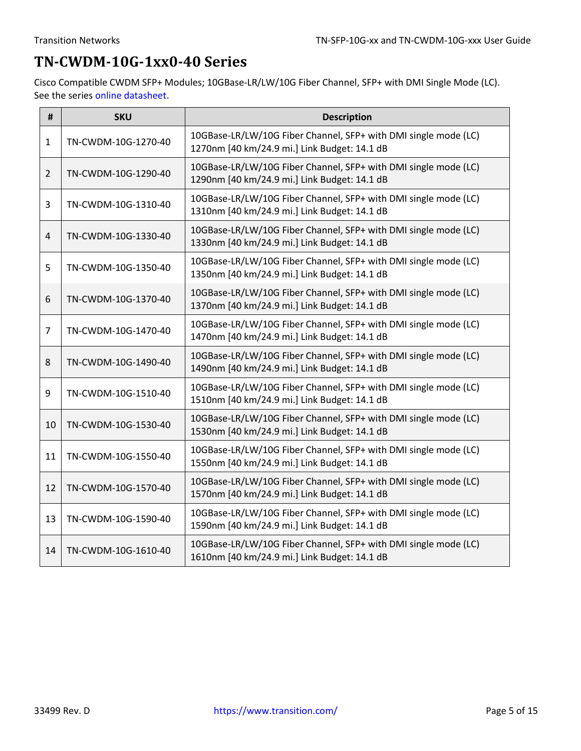# TN-CWDM-10G-1xx0-40 Series

Cisco Compatible CWDM SFP+ Modules; 10GBase-LR/LW/10G Fiber Channel, SFP+ with DMI Single Mode (LC). See the series online datasheet.

| # | SKU | Description |
|---|---|---|
| 1 | TN-CWDM-10G-1270-40 | 10GBase-LR/LW/10G Fiber Channel, SFP+ with DMI single mode (LC) 1270nm [40 km/24.9 mi.] Link Budget: 14.1 dB |
| 2 | TN-CWDM-10G-1290-40 | 10GBase-LR/LW/10G Fiber Channel, SFP+ with DMI single mode (LC) 1290nm [40 km/24.9 mi.] Link Budget: 14.1 dB |
| 3 | TN-CWDM-10G-1310-40 | 10GBase-LR/LW/10G Fiber Channel, SFP+ with DMI single mode (LC) 1310nm [40 km/24.9 mi.] Link Budget: 14.1 dB |
| 4 | TN-CWDM-10G-1330-40 | 10GBase-LR/LW/10G Fiber Channel, SFP+ with DMI single mode (LC) 1330nm [40 km/24.9 mi.] Link Budget: 14.1 dB |
| 5 | TN-CWDM-10G-1350-40 | 10GBase-LR/LW/10G Fiber Channel, SFP+ with DMI single mode (LC) 1350nm [40 km/24.9 mi.] Link Budget: 14.1 dB |
| 6 | TN-CWDM-10G-1370-40 | 10GBase-LR/LW/10G Fiber Channel, SFP+ with DMI single mode (LC) 1370nm [40 km/24.9 mi.] Link Budget: 14.1 dB |
| 7 | TN-CWDM-10G-1470-40 | 10GBase-LR/LW/10G Fiber Channel, SFP+ with DMI single mode (LC) 1470nm [40 km/24.9 mi.] Link Budget: 14.1 dB |
| 8 | TN-CWDM-10G-1490-40 | 10GBase-LR/LW/10G Fiber Channel, SFP+ with DMI single mode (LC) 1490nm [40 km/24.9 mi.] Link Budget: 14.1 dB |
| 9 | TN-CWDM-10G-1510-40 | 10GBase-LR/LW/10G Fiber Channel, SFP+ with DMI single mode (LC) 1510nm [40 km/24.9 mi.] Link Budget: 14.1 dB |
| 10 | TN-CWDM-10G-1530-40 | 10GBase-LR/LW/10G Fiber Channel, SFP+ with DMI single mode (LC) 1530nm [40 km/24.9 mi.] Link Budget: 14.1 dB |
| 11 | TN-CWDM-10G-1550-40 | 10GBase-LR/LW/10G Fiber Channel, SFP+ with DMI single mode (LC) 1550nm [40 km/24.9 mi.] Link Budget: 14.1 dB |
| 12 | TN-CWDM-10G-1570-40 | 10GBase-LR/LW/10G Fiber Channel, SFP+ with DMI single mode (LC) 1570nm [40 km/24.9 mi.] Link Budget: 14.1 dB |
| 13 | TN-CWDM-10G-1590-40 | 10GBase-LR/LW/10G Fiber Channel, SFP+ with DMI single mode (LC) 1590nm [40 km/24.9 mi.] Link Budget: 14.1 dB |
| 14 | TN-CWDM-10G-1610-40 | 10GBase-LR/LW/10G Fiber Channel, SFP+ with DMI single mode (LC) 1610nm [40 km/24.9 mi.] Link Budget: 14.1 dB |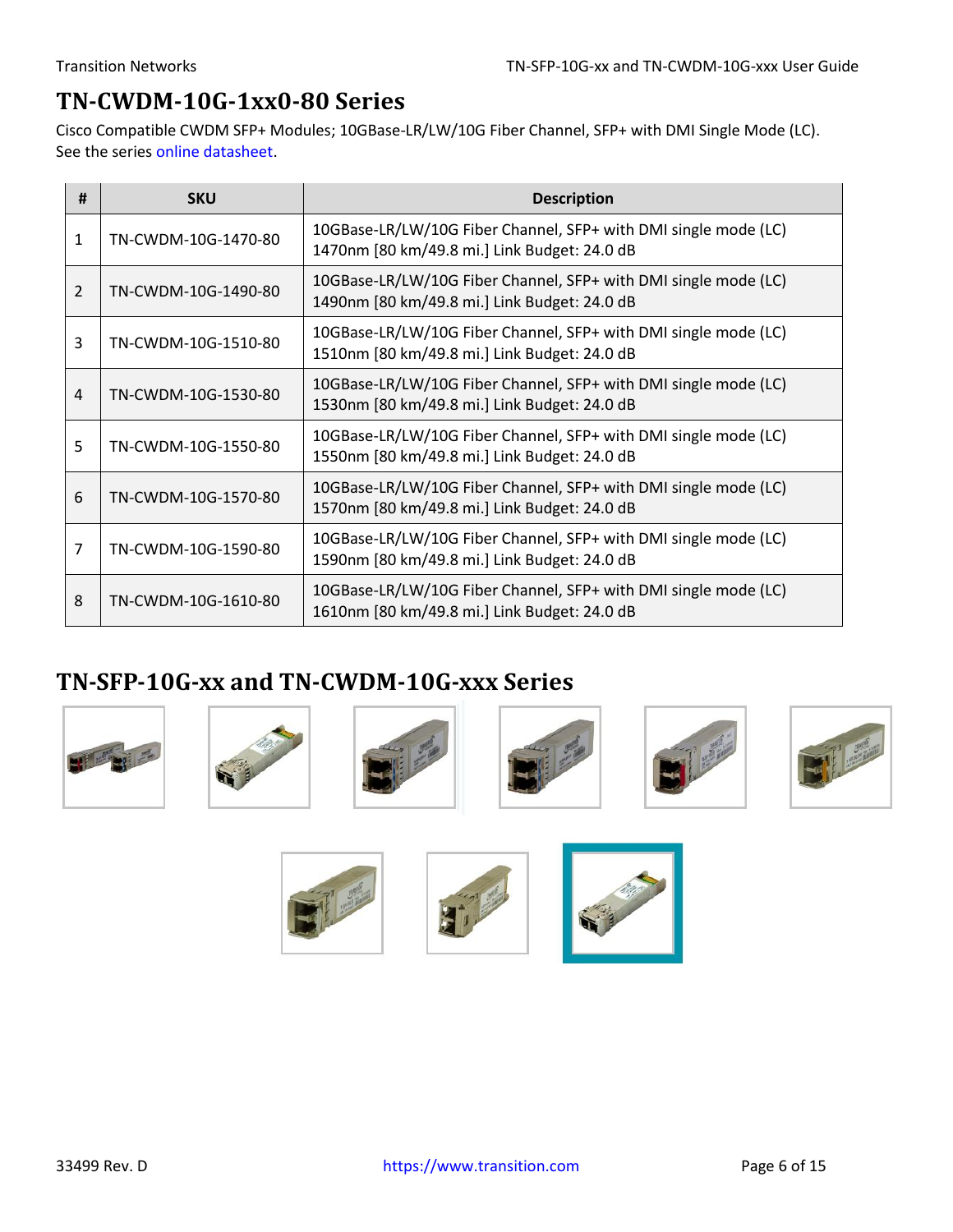## TN-CWDM-10G-1xx0-80 Series

Cisco Compatible CWDM SFP+ Modules; 10GBase-LR/LW/10G Fiber Channel, SFP+ with DMI Single Mode (LC). See the series online datasheet.

| # | SKU | Description |
|---|---|---|
| 1 | TN-CWDM-10G-1470-80 | 10GBase-LR/LW/10G Fiber Channel, SFP+ with DMI single mode (LC) 1470nm [80 km/49.8 mi.] Link Budget: 24.0 dB |
| 2 | TN-CWDM-10G-1490-80 | 10GBase-LR/LW/10G Fiber Channel, SFP+ with DMI single mode (LC) 1490nm [80 km/49.8 mi.] Link Budget: 24.0 dB |
| 3 | TN-CWDM-10G-1510-80 | 10GBase-LR/LW/10G Fiber Channel, SFP+ with DMI single mode (LC) 1510nm [80 km/49.8 mi.] Link Budget: 24.0 dB |
| 4 | TN-CWDM-10G-1530-80 | 10GBase-LR/LW/10G Fiber Channel, SFP+ with DMI single mode (LC) 1530nm [80 km/49.8 mi.] Link Budget: 24.0 dB |
| 5 | TN-CWDM-10G-1550-80 | 10GBase-LR/LW/10G Fiber Channel, SFP+ with DMI single mode (LC) 1550nm [80 km/49.8 mi.] Link Budget: 24.0 dB |
| 6 | TN-CWDM-10G-1570-80 | 10GBase-LR/LW/10G Fiber Channel, SFP+ with DMI single mode (LC) 1570nm [80 km/49.8 mi.] Link Budget: 24.0 dB |
| 7 | TN-CWDM-10G-1590-80 | 10GBase-LR/LW/10G Fiber Channel, SFP+ with DMI single mode (LC) 1590nm [80 km/49.8 mi.] Link Budget: 24.0 dB |
| 8 | TN-CWDM-10G-1610-80 | 10GBase-LR/LW/10G Fiber Channel, SFP+ with DMI single mode (LC) 1610nm [80 km/49.8 mi.] Link Budget: 24.0 dB |

## TN-SFP-10G-xx and TN-CWDM-10G-xxx Series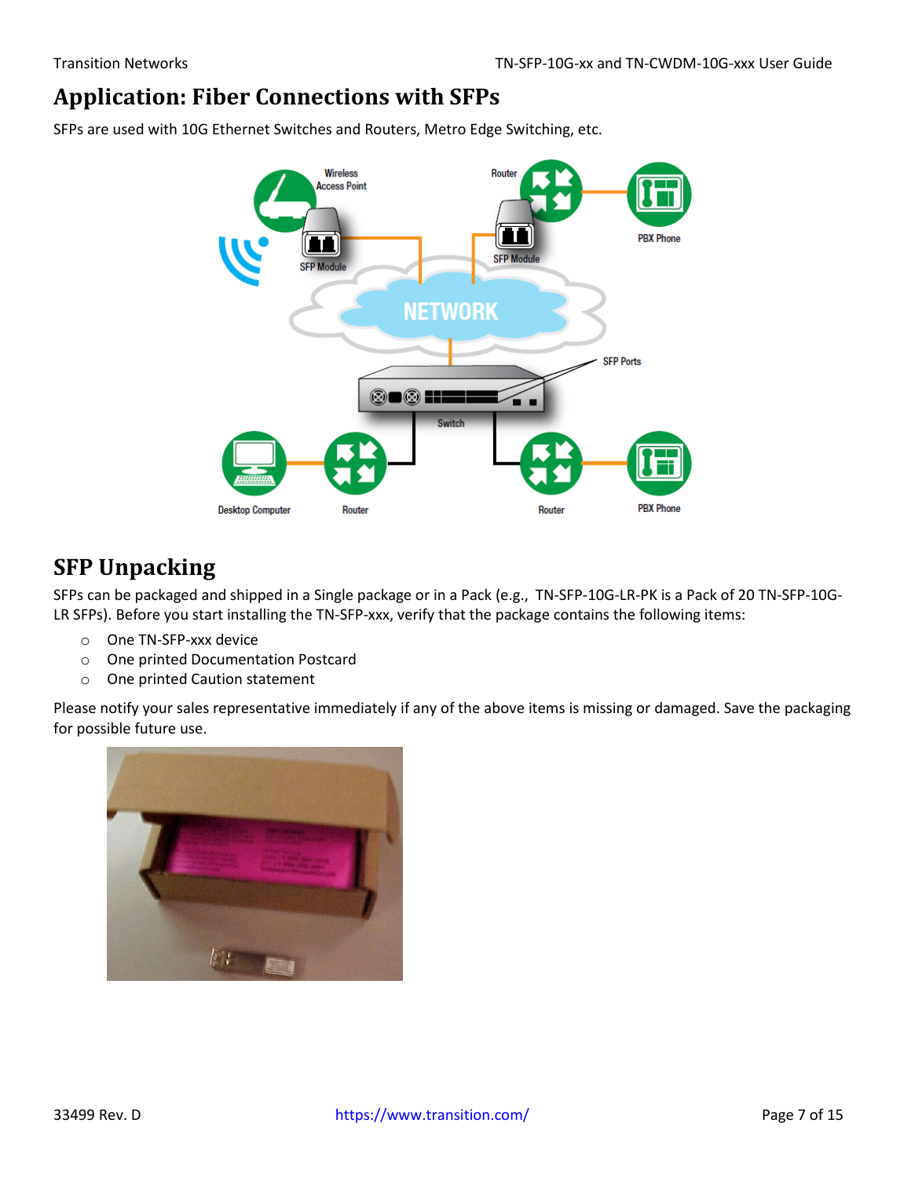# Application: Fiber Connections with SFPs

SFPs are used with 10G Ethernet Switches and Routers, Metro Edge Switching, etc.

# SFP Unpacking

SFPs can be packaged and shipped in a Single package or in a Pack (e.g., TN-SFP-10G-LR-PK is a Pack of 20 TN-SFP-10G-LR SFPs). Before you start installing the TN-SFP-xxx, verify that the package contains the following items:

- One TN-SFP-xxx device
- One printed Documentation Postcard
- One printed Caution statement

Please notify your sales representative immediately if any of the above items is missing or damaged. Save the packaging for possible future use.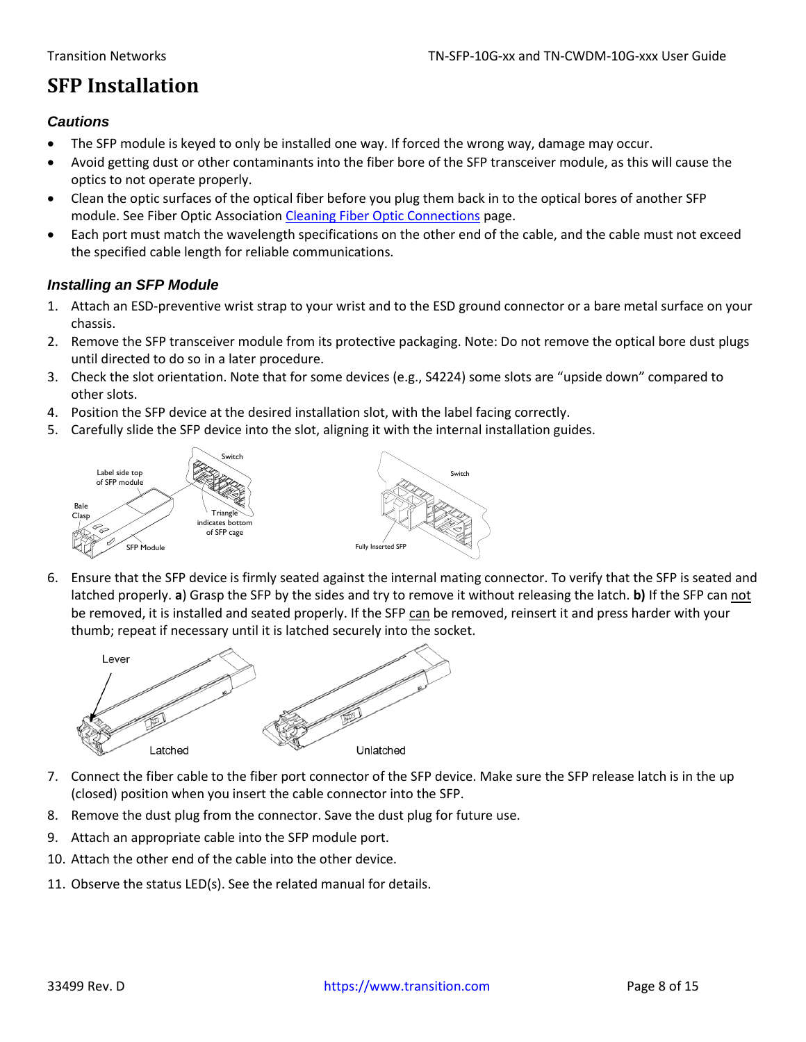# SFP Installation

### *Cautions*

- The SFP module is keyed to only be installed one way. If forced the wrong way, damage may occur.
- Avoid getting dust or other contaminants into the fiber bore of the SFP transceiver module, as this will cause the optics to not operate properly.
- Clean the optic surfaces of the optical fiber before you plug them back in to the optical bores of another SFP module. See Fiber Optic Association [Cleaning Fiber Optic Connections]() page.
- Each port must match the wavelength specifications on the other end of the cable, and the cable must not exceed the specified cable length for reliable communications.

### *Installing an SFP Module*

1. Attach an ESD-preventive wrist strap to your wrist and to the ESD ground connector or a bare metal surface on your chassis.
2. Remove the SFP transceiver module from its protective packaging. Note: Do not remove the optical bore dust plugs until directed to do so in a later procedure.
3. Check the slot orientation. Note that for some devices (e.g., S4224) some slots are “upside down” compared to other slots.
4. Position the SFP device at the desired installation slot, with the label facing correctly.
5. Carefully slide the SFP device into the slot, aligning it with the internal installation guides.

6. Ensure that the SFP device is firmly seated against the internal mating connector. To verify that the SFP is seated and latched properly. **a**) Grasp the SFP by the sides and try to remove it without releasing the latch. **b)** If the SFP can not be removed, it is installed and seated properly. If the SFP can be removed, reinsert it and press harder with your thumb; repeat if necessary until it is latched securely into the socket.

7. Connect the fiber cable to the fiber port connector of the SFP device. Make sure the SFP release latch is in the up (closed) position when you insert the cable connector into the SFP.
8. Remove the dust plug from the connector. Save the dust plug for future use.
9. Attach an appropriate cable into the SFP module port.
10. Attach the other end of the cable into the other device.
11. Observe the status LED(s). See the related manual for details.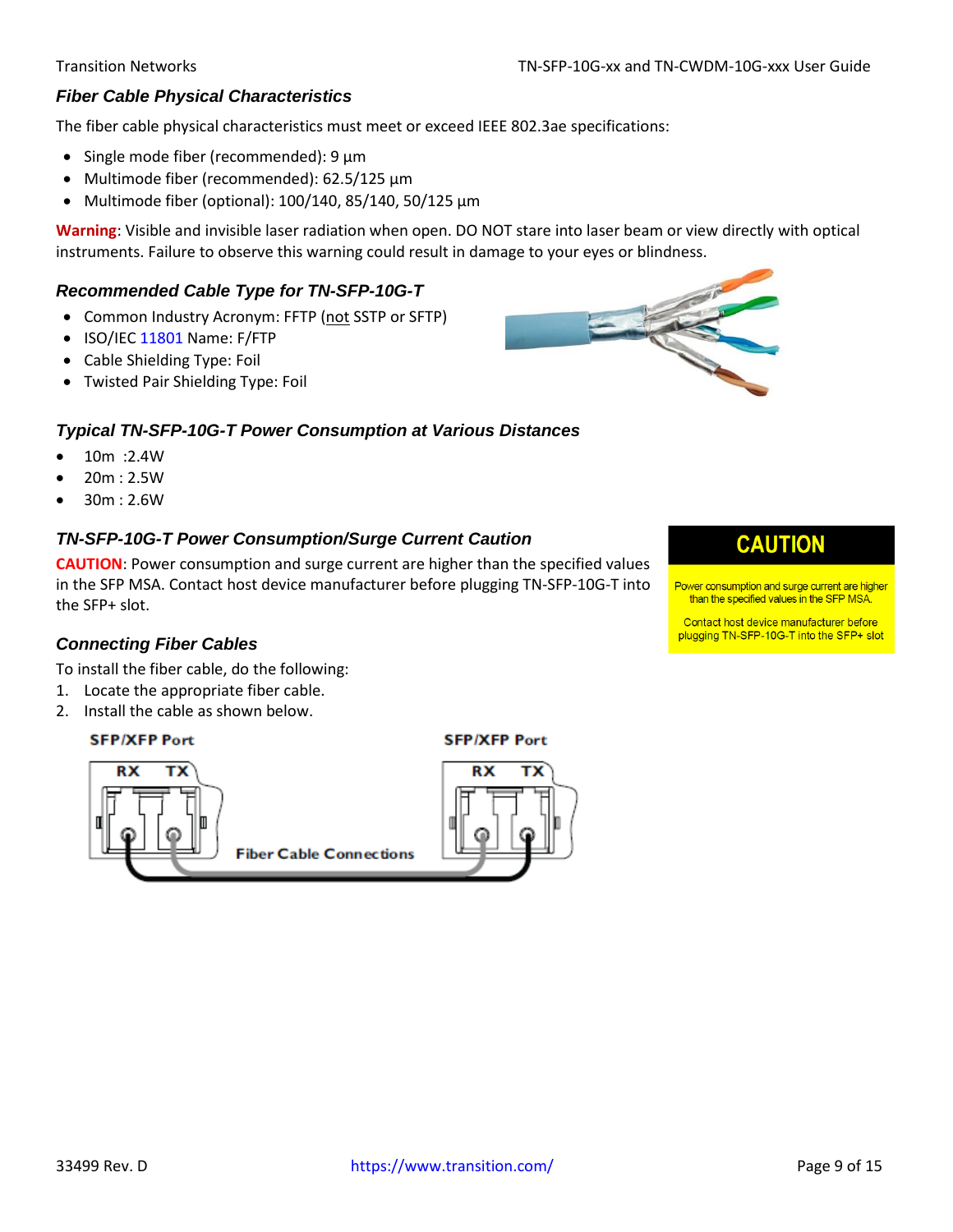### *Fiber Cable Physical Characteristics*

The fiber cable physical characteristics must meet or exceed IEEE 802.3ae specifications:

- Single mode fiber (recommended): 9 µm
- Multimode fiber (recommended): 62.5/125 µm
- Multimode fiber (optional): 100/140, 85/140, 50/125 µm

**Warning**: Visible and invisible laser radiation when open. DO NOT stare into laser beam or view directly with optical instruments. Failure to observe this warning could result in damage to your eyes or blindness.

### *Recommended Cable Type for TN-SFP-10G-T*

- Common Industry Acronym: FFTP (not SSTP or SFTP)
- ISO/IEC 11801 Name: F/FTP
- Cable Shielding Type: Foil
- Twisted Pair Shielding Type: Foil

### *Typical TN-SFP-10G-T Power Consumption at Various Distances*

- 10m :2.4W
- 20m : 2.5W
- 30m : 2.6W

### *TN-SFP-10G-T Power Consumption/Surge Current Caution*

**CAUTION**: Power consumption and surge current are higher than the specified values in the SFP MSA. Contact host device manufacturer before plugging TN-SFP-10G-T into the SFP+ slot.

**CAUTION**

Power consumption and surge current are higher than the specified values in the SFP MSA.

Contact host device manufacturer before plugging TN-SFP-10G-T into the SFP+ slot

### *Connecting Fiber Cables*

To install the fiber cable, do the following:

1. Locate the appropriate fiber cable.
2. Install the cable as shown below.

SFP/XFP Port RX TX — SFP/XFP Port RX TX

Fiber Cable Connections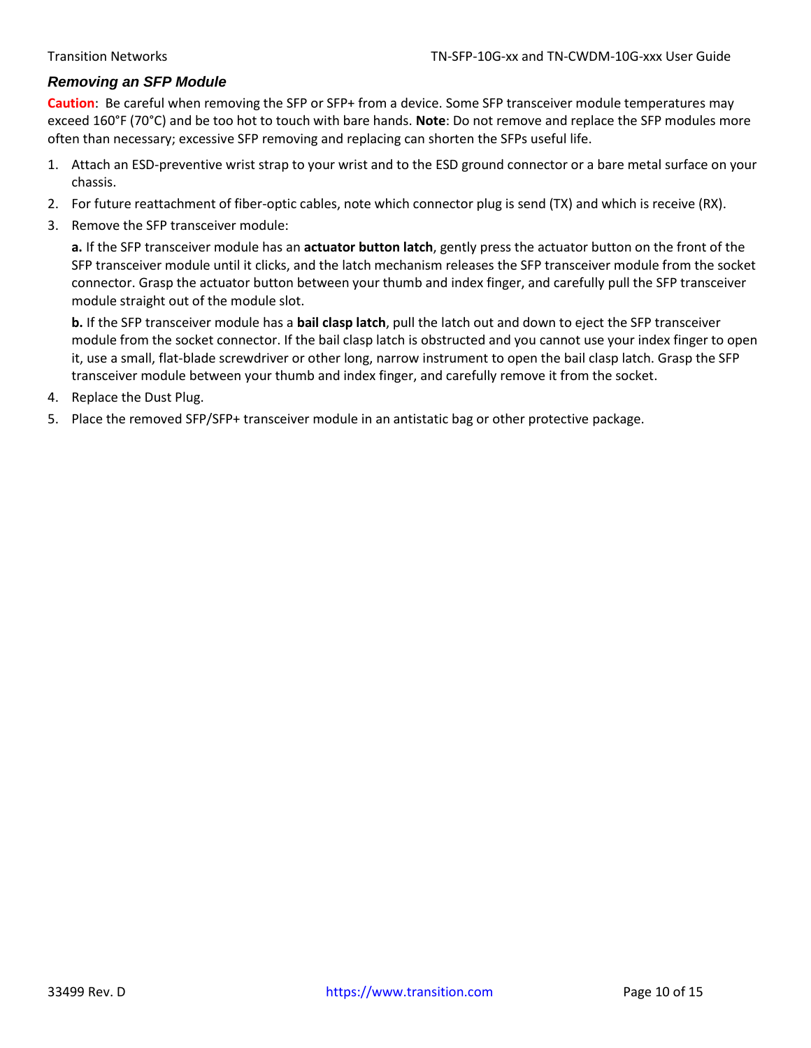### *Removing an SFP Module*

**Caution**: Be careful when removing the SFP or SFP+ from a device. Some SFP transceiver module temperatures may exceed 160°F (70°C) and be too hot to touch with bare hands. **Note**: Do not remove and replace the SFP modules more often than necessary; excessive SFP removing and replacing can shorten the SFPs useful life.

1. Attach an ESD-preventive wrist strap to your wrist and to the ESD ground connector or a bare metal surface on your chassis.
2. For future reattachment of fiber-optic cables, note which connector plug is send (TX) and which is receive (RX).
3. Remove the SFP transceiver module:

   **a.** If the SFP transceiver module has an **actuator button latch**, gently press the actuator button on the front of the SFP transceiver module until it clicks, and the latch mechanism releases the SFP transceiver module from the socket connector. Grasp the actuator button between your thumb and index finger, and carefully pull the SFP transceiver module straight out of the module slot.

   **b.** If the SFP transceiver module has a **bail clasp latch**, pull the latch out and down to eject the SFP transceiver module from the socket connector. If the bail clasp latch is obstructed and you cannot use your index finger to open it, use a small, flat-blade screwdriver or other long, narrow instrument to open the bail clasp latch. Grasp the SFP transceiver module between your thumb and index finger, and carefully remove it from the socket.
4. Replace the Dust Plug.
5. Place the removed SFP/SFP+ transceiver module in an antistatic bag or other protective package.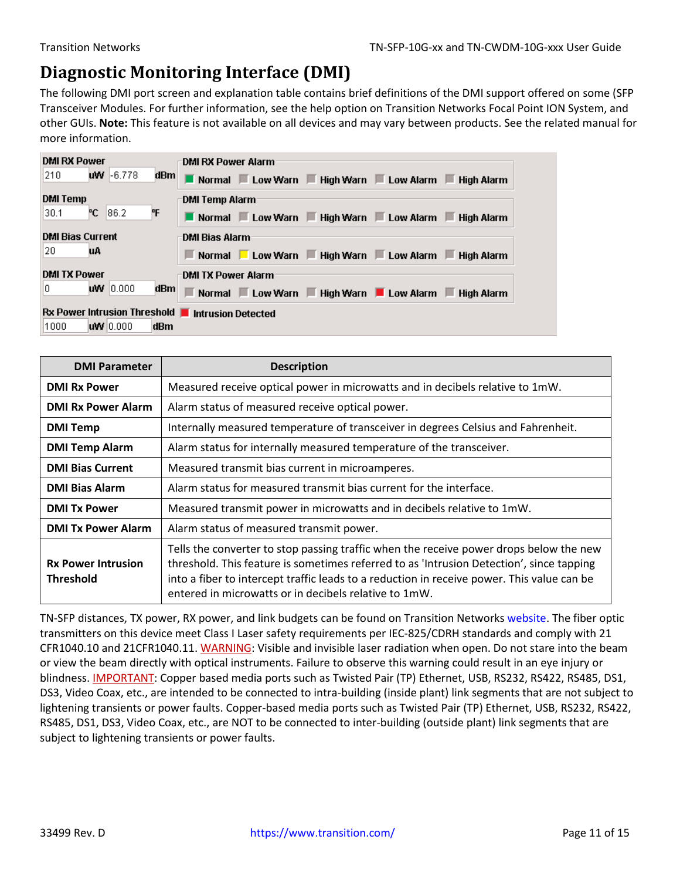# Diagnostic Monitoring Interface (DMI)

The following DMI port screen and explanation table contains brief definitions of the DMI support offered on some (SFP Transceiver Modules. For further information, see the help option on Transition Networks Focal Point ION System, and other GUIs. **Note:** This feature is not available on all devices and may vary between products. See the related manual for more information.

DMI RX Power: 210 uW -6.778 dBm
DMI RX Power Alarm: Normal | Low Warn | High Warn | Low Alarm | High Alarm

DMI Temp: 30.1 °C 86.2 °F
DMI Temp Alarm: Normal | Low Warn | High Warn | Low Alarm | High Alarm

DMI Bias Current: 20 uA
DMI Bias Alarm: Normal | Low Warn | High Warn | Low Alarm | High Alarm

DMI TX Power: 0 uW 0.000 dBm
DMI TX Power Alarm: Normal | Low Warn | High Warn | Low Alarm | High Alarm

Rx Power Intrusion Threshold: 1000 uW 0.000 dBm — Intrusion Detected

| DMI Parameter | Description |
|---|---|
| **DMI Rx Power** | Measured receive optical power in microwatts and in decibels relative to 1mW. |
| **DMI Rx Power Alarm** | Alarm status of measured receive optical power. |
| **DMI Temp** | Internally measured temperature of transceiver in degrees Celsius and Fahrenheit. |
| **DMI Temp Alarm** | Alarm status for internally measured temperature of the transceiver. |
| **DMI Bias Current** | Measured transmit bias current in microamperes. |
| **DMI Bias Alarm** | Alarm status for measured transmit bias current for the interface. |
| **DMI Tx Power** | Measured transmit power in microwatts and in decibels relative to 1mW. |
| **DMI Tx Power Alarm** | Alarm status of measured transmit power. |
| **Rx Power Intrusion Threshold** | Tells the converter to stop passing traffic when the receive power drops below the new threshold. This feature is sometimes referred to as 'Intrusion Detection', since tapping into a fiber to intercept traffic leads to a reduction in receive power. This value can be entered in microwatts or in decibels relative to 1mW. |

TN-SFP distances, TX power, RX power, and link budgets can be found on Transition Networks website. The fiber optic transmitters on this device meet Class I Laser safety requirements per IEC-825/CDRH standards and comply with 21 CFR1040.10 and 21CFR1040.11. WARNING: Visible and invisible laser radiation when open. Do not stare into the beam or view the beam directly with optical instruments. Failure to observe this warning could result in an eye injury or blindness. IMPORTANT: Copper based media ports such as Twisted Pair (TP) Ethernet, USB, RS232, RS422, RS485, DS1, DS3, Video Coax, etc., are intended to be connected to intra-building (inside plant) link segments that are not subject to lightening transients or power faults. Copper-based media ports such as Twisted Pair (TP) Ethernet, USB, RS232, RS422, RS485, DS1, DS3, Video Coax, etc., are NOT to be connected to inter-building (outside plant) link segments that are subject to lightening transients or power faults.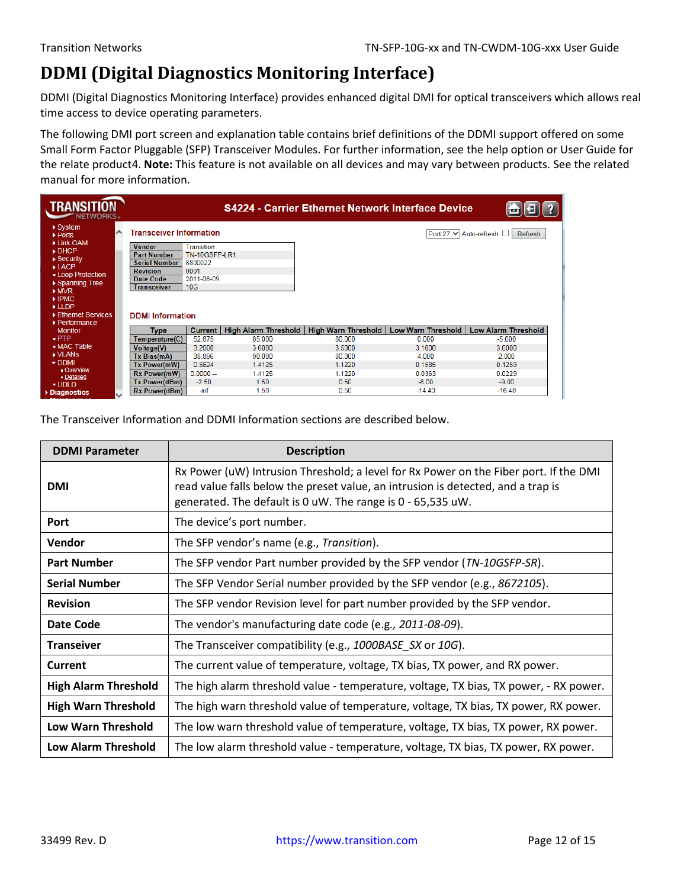# DDMI (Digital Diagnostics Monitoring Interface)

DDMI (Digital Diagnostics Monitoring Interface) provides enhanced digital DMI for optical transceivers which allows real time access to device operating parameters.

The following DMI port screen and explanation table contains brief definitions of the DDMI support offered on some Small Form Factor Pluggable (SFP) Transceiver Modules. For further information, see the help option or User Guide for the relate product4. **Note:** This feature is not available on all devices and may vary between products. See the related manual for more information.

The Transceiver Information and DDMI Information sections are described below.

| DDMI Parameter | Description |
|---|---|
| **DMI** | Rx Power (uW) Intrusion Threshold; a level for Rx Power on the Fiber port. If the DMI read value falls below the preset value, an intrusion is detected, and a trap is generated. The default is 0 uW. The range is 0 - 65,535 uW. |
| **Port** | The device's port number. |
| **Vendor** | The SFP vendor's name (e.g., *Transition*). |
| **Part Number** | The SFP vendor Part number provided by the SFP vendor (*TN-10GSFP-SR*). |
| **Serial Number** | The SFP Vendor Serial number provided by the SFP vendor (e.g., *8672105*). |
| **Revision** | The SFP vendor Revision level for part number provided by the SFP vendor. |
| **Date Code** | The vendor's manufacturing date code (e.g., *2011-08-09*). |
| **Transeiver** | The Transceiver compatibility (e.g., *1000BASE_SX* or *10G*). |
| **Current** | The current value of temperature, voltage, TX bias, TX power, and RX power. |
| **High Alarm Threshold** | The high alarm threshold value - temperature, voltage, TX bias, TX power, - RX power. |
| **High Warn Threshold** | The high warn threshold value of temperature, voltage, TX bias, TX power, RX power. |
| **Low Warn Threshold** | The low warn threshold value of temperature, voltage, TX bias, TX power, RX power. |
| **Low Alarm Threshold** | The low alarm threshold value - temperature, voltage, TX bias, TX power, RX power. |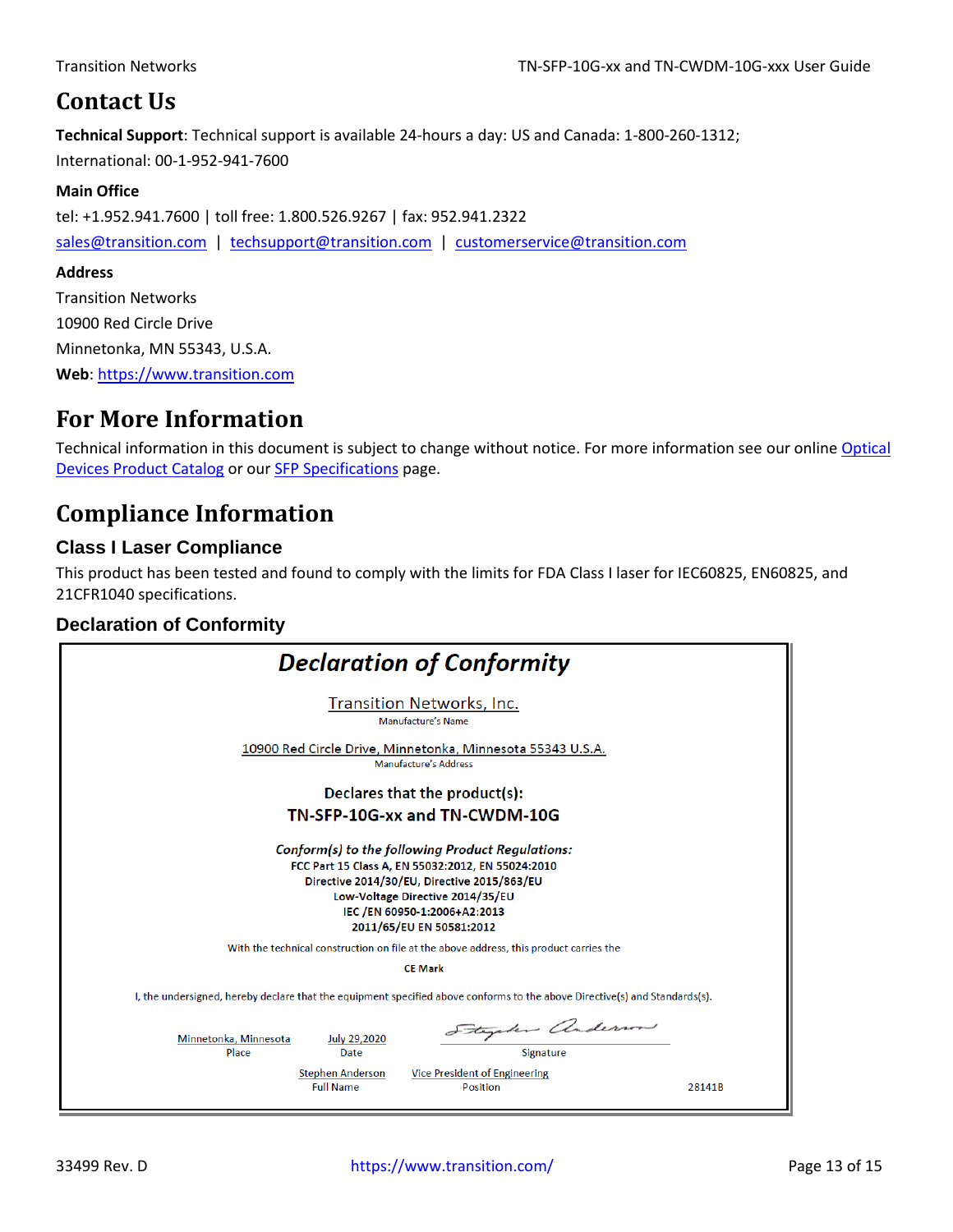# Contact Us

**Technical Support**: Technical support is available 24-hours a day: US and Canada: 1-800-260-1312; International: 00-1-952-941-7600

**Main Office**

tel: +1.952.941.7600 | toll free: 1.800.526.9267 | fax: 952.941.2322

sales@transition.com | techsupport@transition.com | customerservice@transition.com

**Address**

Transition Networks
10900 Red Circle Drive
Minnetonka, MN 55343, U.S.A.

**Web**: https://www.transition.com

# For More Information

Technical information in this document is subject to change without notice. For more information see our online Optical Devices Product Catalog or our SFP Specifications page.

# Compliance Information

## Class I Laser Compliance

This product has been tested and found to comply with the limits for FDA Class I laser for IEC60825, EN60825, and 21CFR1040 specifications.

## Declaration of Conformity

***Declaration of Conformity***

Transition Networks, Inc.
Manufacture's Name

10900 Red Circle Drive, Minnetonka, Minnesota 55343 U.S.A.
Manufacture's Address

**Declares that the product(s):**

**TN-SFP-10G-xx and TN-CWDM-10G**

***Conform(s) to the following Product Regulations:***

**FCC Part 15 Class A, EN 55032:2012, EN 55024:2010**
**Directive 2014/30/EU, Directive 2015/863/EU**
**Low-Voltage Directive 2014/35/EU**
**IEC /EN 60950-1:2006+A2:2013**
**2011/65/EU EN 50581:2012**

With the technical construction on file at the above address, this product carries the

**CE Mark**

I, the undersigned, hereby declare that the equipment specified above conforms to the above Directive(s) and Standards(s).

| Minnetonka, Minnesota | July 29,2020 | Stephen Anderson |
|---|---|---|
| Place | Date | Signature |

| Stephen Anderson | Vice President of Engineering |
|---|---|
| Full Name | Position |

28141B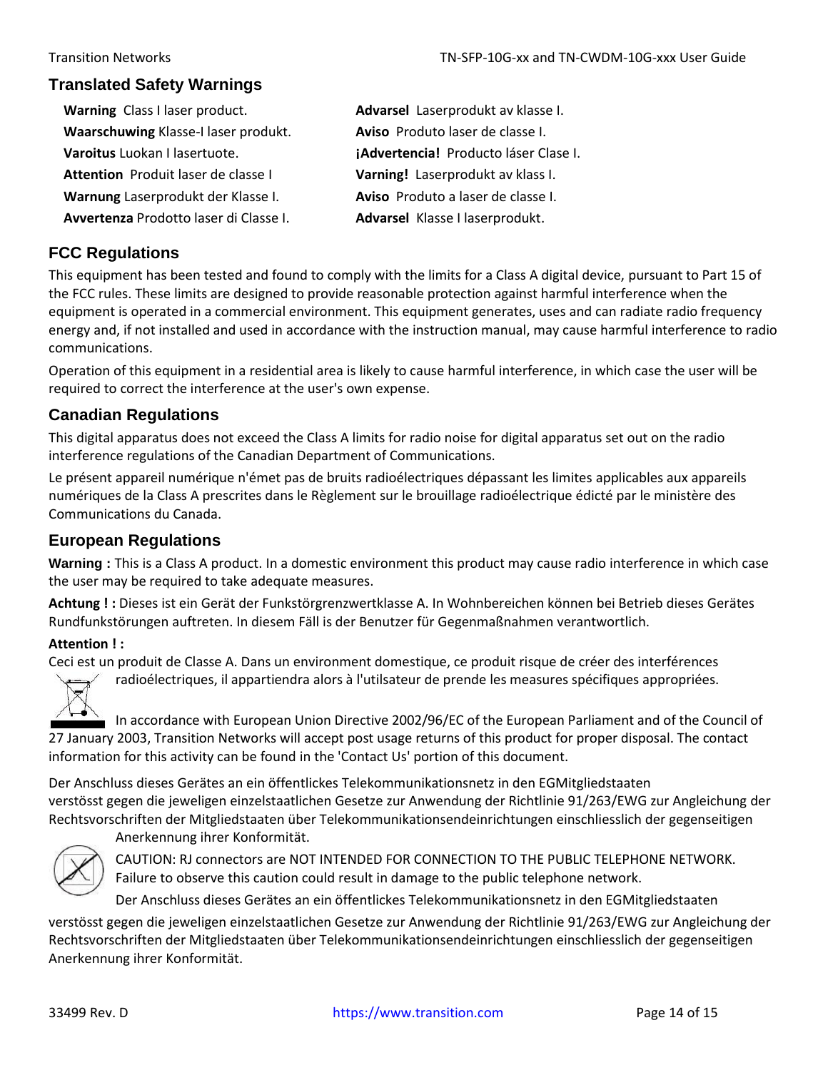## Translated Safety Warnings

**Warning** Class I laser product.
**Waarschuwing** Klasse-I laser produkt.
**Varoitus** Luokan I lasertuote.
**Attention** Produit laser de classe I
**Warnung** Laserprodukt der Klasse I.
**Avvertenza** Prodotto laser di Classe I.
**Advarsel** Laserprodukt av klasse I.
**Aviso** Produto laser de classe I.
**¡Advertencia!** Producto láser Clase I.
**Varning!** Laserprodukt av klass I.
**Aviso** Produto a laser de classe I.
**Advarsel** Klasse I laserprodukt.

## FCC Regulations

This equipment has been tested and found to comply with the limits for a Class A digital device, pursuant to Part 15 of the FCC rules. These limits are designed to provide reasonable protection against harmful interference when the equipment is operated in a commercial environment. This equipment generates, uses and can radiate radio frequency energy and, if not installed and used in accordance with the instruction manual, may cause harmful interference to radio communications.

Operation of this equipment in a residential area is likely to cause harmful interference, in which case the user will be required to correct the interference at the user's own expense.

## Canadian Regulations

This digital apparatus does not exceed the Class A limits for radio noise for digital apparatus set out on the radio interference regulations of the Canadian Department of Communications.

Le présent appareil numérique n'émet pas de bruits radioélectriques dépassant les limites applicables aux appareils numériques de la Class A prescrites dans le Règlement sur le brouillage radioélectrique édicté par le ministère des Communications du Canada.

## European Regulations

**Warning :** This is a Class A product. In a domestic environment this product may cause radio interference in which case the user may be required to take adequate measures.

**Achtung ! :** Dieses ist ein Gerät der Funkstörgrenzwertklasse A. In Wohnbereichen können bei Betrieb dieses Gerätes Rundfunkstörungen auftreten. In diesem Fäll is der Benutzer für Gegenmaßnahmen verantwortlich.

**Attention ! :**
Ceci est un produit de Classe A. Dans un environment domestique, ce produit risque de créer des interférences radioélectriques, il appartiendra alors à l'utilsateur de prende les measures spécifiques appropriées.

In accordance with European Union Directive 2002/96/EC of the European Parliament and of the Council of 27 January 2003, Transition Networks will accept post usage returns of this product for proper disposal. The contact information for this activity can be found in the 'Contact Us' portion of this document.

Der Anschluss dieses Gerätes an ein öffentlickes Telekommunikationsnetz in den EGMitgliedstaaten verstösst gegen die jeweligen einzelstaatlichen Gesetze zur Anwendung der Richtlinie 91/263/EWG zur Angleichung der Rechtsvorschriften der Mitgliedstaaten über Telekommunikationsendeinrichtungen einschliesslich der gegenseitigen Anerkennung ihrer Konformität.

CAUTION: RJ connectors are NOT INTENDED FOR CONNECTION TO THE PUBLIC TELEPHONE NETWORK. Failure to observe this caution could result in damage to the public telephone network.

Der Anschluss dieses Gerätes an ein öffentlickes Telekommunikationsnetz in den EGMitgliedstaaten verstösst gegen die jeweligen einzelstaatlichen Gesetze zur Anwendung der Richtlinie 91/263/EWG zur Angleichung der Rechtsvorschriften der Mitgliedstaaten über Telekommunikationsendeinrichtungen einschliesslich der gegenseitigen Anerkennung ihrer Konformität.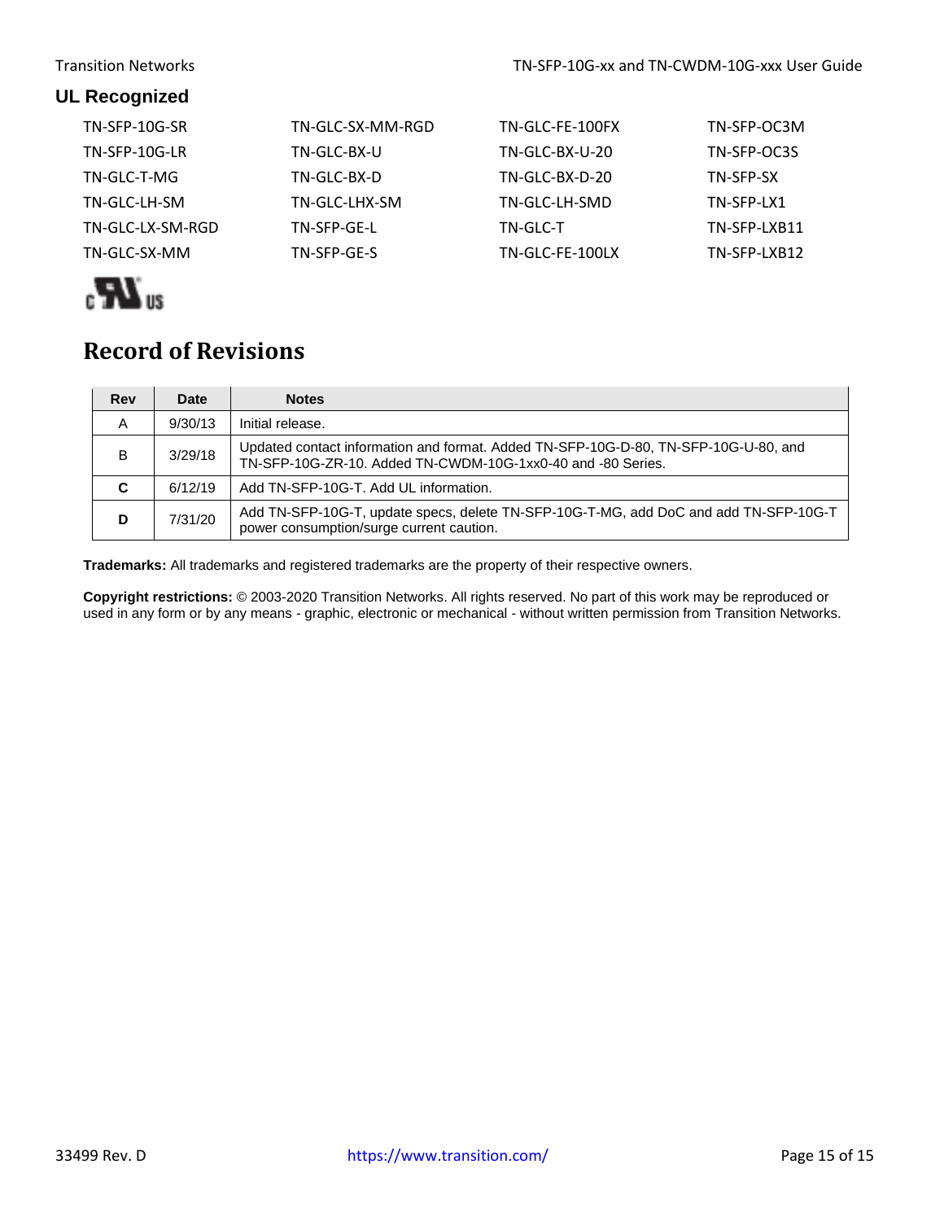## UL Recognized

| | | | |
|---|---|---|---|
| TN-SFP-10G-SR | TN-GLC-SX-MM-RGD | TN-GLC-FE-100FX | TN-SFP-OC3M |
| TN-SFP-10G-LR | TN-GLC-BX-U | TN-GLC-BX-U-20 | TN-SFP-OC3S |
| TN-GLC-T-MG | TN-GLC-BX-D | TN-GLC-BX-D-20 | TN-SFP-SX |
| TN-GLC-LH-SM | TN-GLC-LHX-SM | TN-GLC-LH-SMD | TN-SFP-LX1 |
| TN-GLC-LX-SM-RGD | TN-SFP-GE-L | TN-GLC-T | TN-SFP-LXB11 |
| TN-GLC-SX-MM | TN-SFP-GE-S | TN-GLC-FE-100LX | TN-SFP-LXB12 |

# Record of Revisions

| Rev | Date | Notes |
|---|---|---|
| A | 9/30/13 | Initial release. |
| B | 3/29/18 | Updated contact information and format. Added TN-SFP-10G-D-80, TN-SFP-10G-U-80, and TN-SFP-10G-ZR-10. Added TN-CWDM-10G-1xx0-40 and -80 Series. |
| **C** | 6/12/19 | Add TN-SFP-10G-T. Add UL information. |
| **D** | 7/31/20 | Add TN-SFP-10G-T, update specs, delete TN-SFP-10G-T-MG, add DoC and add TN-SFP-10G-T power consumption/surge current caution. |

**Trademarks:** All trademarks and registered trademarks are the property of their respective owners.

**Copyright restrictions:** © 2003-2020 Transition Networks. All rights reserved. No part of this work may be reproduced or used in any form or by any means - graphic, electronic or mechanical - without written permission from Transition Networks.